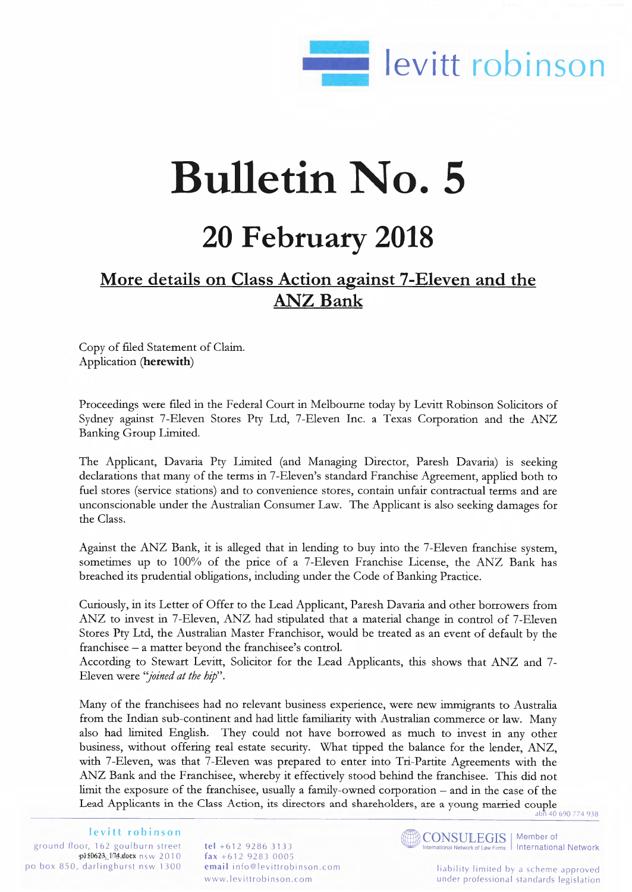levitt robinson

# Bulletin No. 5

## 20 February 2018

### More details on Class Action against 7-Eleven and the ANZ Bank

Copy of filed Statement of Claim.
Application (**herewith**)

Proceedings were filed in the Federal Court in Melbourne today by Levitt Robinson Solicitors of Sydney against 7-Eleven Stores Pty Ltd, 7-Eleven Inc. a Texas Corporation and the ANZ Banking Group Limited.

The Applicant, Davaria Pty Limited (and Managing Director, Paresh Davaria) is seeking declarations that many of the terms in 7-Eleven's standard Franchise Agreement, applied both to fuel stores (service stations) and to convenience stores, contain unfair contractual terms and are unconscionable under the Australian Consumer Law. The Applicant is also seeking damages for the Class.

Against the ANZ Bank, it is alleged that in lending to buy into the 7-Eleven franchise system, sometimes up to 100% of the price of a 7-Eleven Franchise License, the ANZ Bank has breached its prudential obligations, including under the Code of Banking Practice.

Curiously, in its Letter of Offer to the Lead Applicant, Paresh Davaria and other borrowers from ANZ to invest in 7-Eleven, ANZ had stipulated that a material change in control of 7-Eleven Stores Pty Ltd, the Australian Master Franchisor, would be treated as an event of default by the franchisee – a matter beyond the franchisee's control.
According to Stewart Levitt, Solicitor for the Lead Applicants, this shows that ANZ and 7-Eleven were *"joined at the hip"*.

Many of the franchisees had no relevant business experience, were new immigrants to Australia from the Indian sub-continent and had little familiarity with Australian commerce or law. Many also had limited English. They could not have borrowed as much to invest in any other business, without offering real estate security. What tipped the balance for the lender, ANZ, with 7-Eleven, was that 7-Eleven was prepared to enter into Tri-Partite Agreements with the ANZ Bank and the Franchisee, whereby it effectively stood behind the franchisee. This did not limit the exposure of the franchisee, usually a family-owned corporation – and in the case of the Lead Applicants in the Class Action, its directors and shareholders, are a young married couple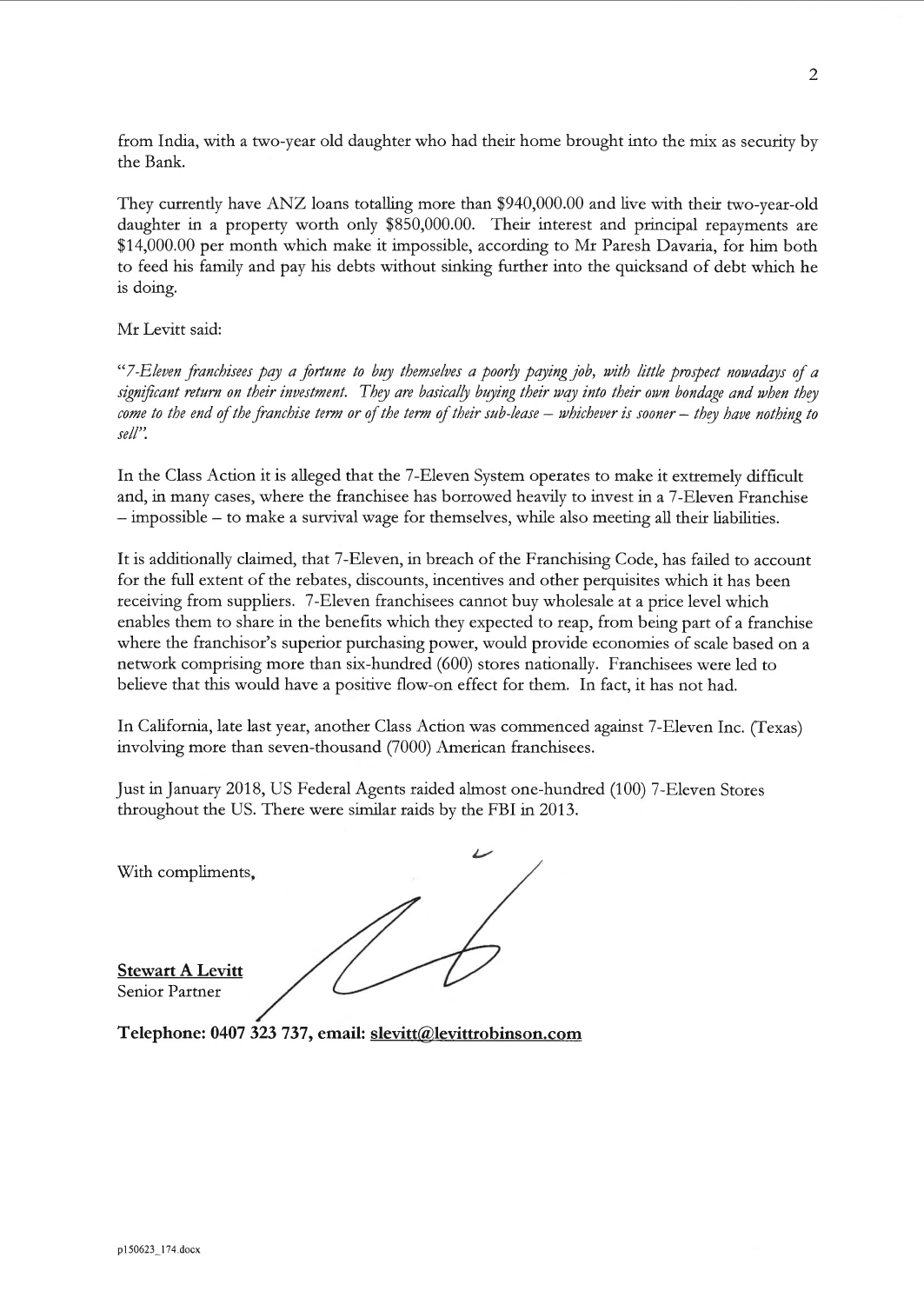from India, with a two-year old daughter who had their home brought into the mix as security by the Bank.

They currently have ANZ loans totalling more than $940,000.00 and live with their two-year-old daughter in a property worth only $850,000.00. Their interest and principal repayments are $14,000.00 per month which make it impossible, according to Mr Paresh Davaria, for him both to feed his family and pay his debts without sinking further into the quicksand of debt which he is doing.

Mr Levitt said:

*"7-Eleven franchisees pay a fortune to buy themselves a poorly paying job, with little prospect nowadays of a significant return on their investment. They are basically buying their way into their own bondage and when they come to the end of the franchise term or of the term of their sub-lease – whichever is sooner – they have nothing to sell".*

In the Class Action it is alleged that the 7-Eleven System operates to make it extremely difficult and, in many cases, where the franchisee has borrowed heavily to invest in a 7-Eleven Franchise – impossible – to make a survival wage for themselves, while also meeting all their liabilities.

It is additionally claimed, that 7-Eleven, in breach of the Franchising Code, has failed to account for the full extent of the rebates, discounts, incentives and other perquisites which it has been receiving from suppliers. 7-Eleven franchisees cannot buy wholesale at a price level which enables them to share in the benefits which they expected to reap, from being part of a franchise where the franchisor's superior purchasing power, would provide economies of scale based on a network comprising more than six-hundred (600) stores nationally. Franchisees were led to believe that this would have a positive flow-on effect for them. In fact, it has not had.

In California, late last year, another Class Action was commenced against 7-Eleven Inc. (Texas) involving more than seven-thousand (7000) American franchisees.

Just in January 2018, US Federal Agents raided almost one-hundred (100) 7-Eleven Stores throughout the US. There were similar raids by the FBI in 2013.

With compliments,

**Stewart A Levitt**
Senior Partner

**Telephone: 0407 323 737, email: slevitt@levittrobinson.com**

p150623_174.docx